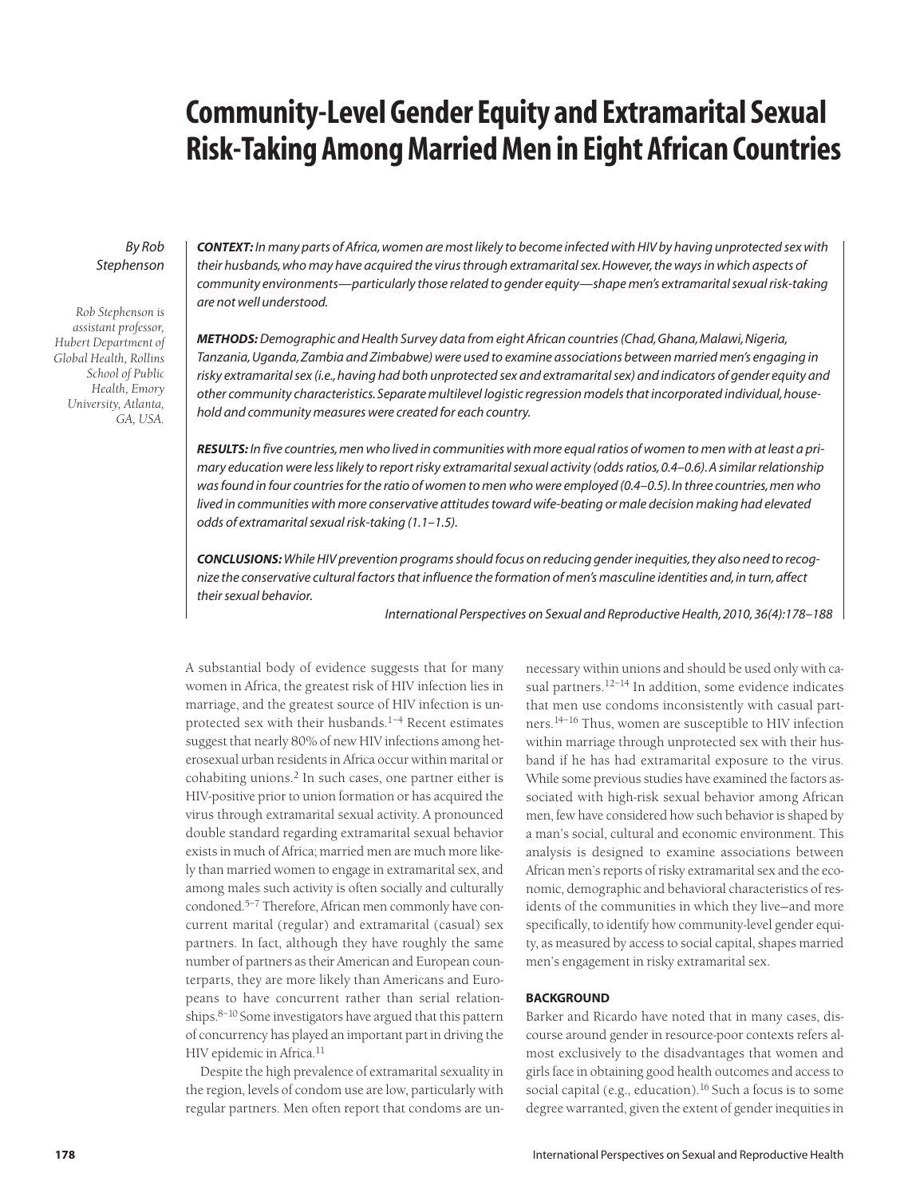# Community-Level Gender Equity and Extramarital Sexual Risk-Taking Among Married Men in Eight African Countries

*By Rob Stephenson*

*Rob Stephenson is assistant professor, Hubert Department of Global Health, Rollins School of Public Health, Emory University, Atlanta, GA, USA.*

***CONTEXT:*** *In many parts of Africa, women are most likely to become infected with HIV by having unprotected sex with their husbands, who may have acquired the virus through extramarital sex. However, the ways in which aspects of community environments—particularly those related to gender equity—shape men's extramarital sexual risk-taking are not well understood.*

***METHODS:*** *Demographic and Health Survey data from eight African countries (Chad, Ghana, Malawi, Nigeria, Tanzania, Uganda, Zambia and Zimbabwe) were used to examine associations between married men's engaging in risky extramarital sex (i.e., having had both unprotected sex and extramarital sex) and indicators of gender equity and other community characteristics. Separate multilevel logistic regression models that incorporated individual, household and community measures were created for each country.*

***RESULTS:*** *In five countries, men who lived in communities with more equal ratios of women to men with at least a primary education were less likely to report risky extramarital sexual activity (odds ratios, 0.4–0.6). A similar relationship was found in four countries for the ratio of women to men who were employed (0.4–0.5). In three countries, men who lived in communities with more conservative attitudes toward wife-beating or male decision making had elevated odds of extramarital sexual risk-taking (1.1–1.5).*

***CONCLUSIONS:*** *While HIV prevention programs should focus on reducing gender inequities, they also need to recognize the conservative cultural factors that influence the formation of men's masculine identities and, in turn, affect their sexual behavior.*

*International Perspectives on Sexual and Reproductive Health, 2010, 36(4):178–188*

A substantial body of evidence suggests that for many women in Africa, the greatest risk of HIV infection lies in marriage, and the greatest source of HIV infection is unprotected sex with their husbands.[1–4] Recent estimates suggest that nearly 80% of new HIV infections among heterosexual urban residents in Africa occur within marital or cohabiting unions.[2] In such cases, one partner either is HIV-positive prior to union formation or has acquired the virus through extramarital sexual activity. A pronounced double standard regarding extramarital sexual behavior exists in much of Africa; married men are much more likely than married women to engage in extramarital sex, and among males such activity is often socially and culturally condoned.[5–7] Therefore, African men commonly have concurrent marital (regular) and extramarital (casual) sex partners. In fact, although they have roughly the same number of partners as their American and European counterparts, they are more likely than Americans and Europeans to have concurrent rather than serial relationships.[8–10] Some investigators have argued that this pattern of concurrency has played an important part in driving the HIV epidemic in Africa.[11]

Despite the high prevalence of extramarital sexuality in the region, levels of condom use are low, particularly with regular partners. Men often report that condoms are unnecessary within unions and should be used only with casual partners.[12–14] In addition, some evidence indicates that men use condoms inconsistently with casual partners.[14–16] Thus, women are susceptible to HIV infection within marriage through unprotected sex with their husband if he has had extramarital exposure to the virus. While some previous studies have examined the factors associated with high-risk sexual behavior among African men, few have considered how such behavior is shaped by a man's social, cultural and economic environment. This analysis is designed to examine associations between African men's reports of risky extramarital sex and the economic, demographic and behavioral characteristics of residents of the communities in which they live—and more specifically, to identify how community-level gender equity, as measured by access to social capital, shapes married men's engagement in risky extramarital sex.

## BACKGROUND

Barker and Ricardo have noted that in many cases, discourse around gender in resource-poor contexts refers almost exclusively to the disadvantages that women and girls face in obtaining good health outcomes and access to social capital (e.g., education).[16] Such a focus is to some degree warranted, given the extent of gender inequities in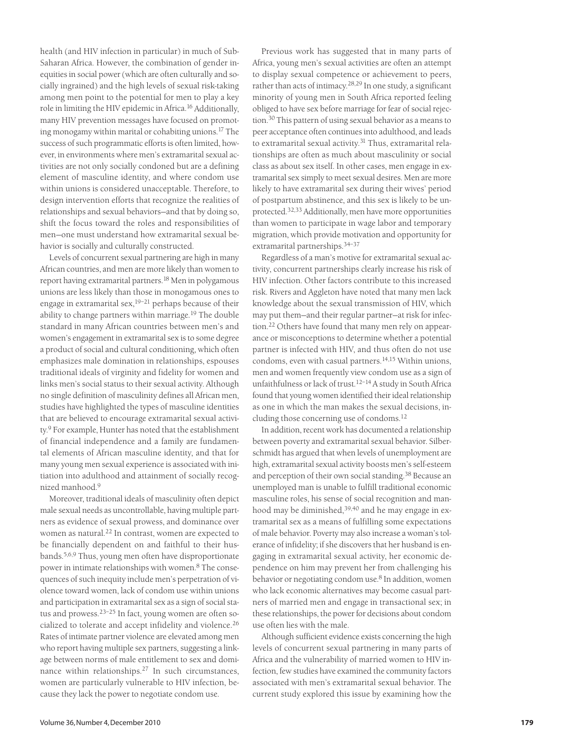health (and HIV infection in particular) in much of Sub-Saharan Africa. However, the combination of gender inequities in social power (which are often culturally and socially ingrained) and the high levels of sexual risk-taking among men point to the potential for men to play a key role in limiting the HIV epidemic in Africa.[16] Additionally, many HIV prevention messages have focused on promoting monogamy within marital or cohabiting unions.[17] The success of such programmatic efforts is often limited, however, in environments where men's extramarital sexual activities are not only socially condoned but are a defining element of masculine identity, and where condom use within unions is considered unacceptable. Therefore, to design intervention efforts that recognize the realities of relationships and sexual behaviors—and that by doing so, shift the focus toward the roles and responsibilities of men—one must understand how extramarital sexual behavior is socially and culturally constructed.

Levels of concurrent sexual partnering are high in many African countries, and men are more likely than women to report having extramarital partners.[18] Men in polygamous unions are less likely than those in monogamous ones to engage in extramarital sex,[19–21] perhaps because of their ability to change partners within marriage.[19] The double standard in many African countries between men's and women's engagement in extramarital sex is to some degree a product of social and cultural conditioning, which often emphasizes male domination in relationships, espouses traditional ideals of virginity and fidelity for women and links men's social status to their sexual activity. Although no single definition of masculinity defines all African men, studies have highlighted the types of masculine identities that are believed to encourage extramarital sexual activity.[9] For example, Hunter has noted that the establishment of financial independence and a family are fundamental elements of African masculine identity, and that for many young men sexual experience is associated with initiation into adulthood and attainment of socially recognized manhood.[9]

Moreover, traditional ideals of masculinity often depict male sexual needs as uncontrollable, having multiple partners as evidence of sexual prowess, and dominance over women as natural.[22] In contrast, women are expected to be financially dependent on and faithful to their husbands.[5,6,9] Thus, young men often have disproportionate power in intimate relationships with women.[8] The consequences of such inequity include men's perpetration of violence toward women, lack of condom use within unions and participation in extramarital sex as a sign of social status and prowess.[23–25] In fact, young women are often socialized to tolerate and accept infidelity and violence.[26] Rates of intimate partner violence are elevated among men who report having multiple sex partners, suggesting a linkage between norms of male entitlement to sex and dominance within relationships.[27] In such circumstances, women are particularly vulnerable to HIV infection, because they lack the power to negotiate condom use.

Previous work has suggested that in many parts of Africa, young men's sexual activities are often an attempt to display sexual competence or achievement to peers, rather than acts of intimacy.[28,29] In one study, a significant minority of young men in South Africa reported feeling obliged to have sex before marriage for fear of social rejection.[30] This pattern of using sexual behavior as a means to peer acceptance often continues into adulthood, and leads to extramarital sexual activity.[31] Thus, extramarital relationships are often as much about masculinity or social class as about sex itself. In other cases, men engage in extramarital sex simply to meet sexual desires. Men are more likely to have extramarital sex during their wives' period of postpartum abstinence, and this sex is likely to be unprotected.[32,33] Additionally, men have more opportunities than women to participate in wage labor and temporary migration, which provide motivation and opportunity for extramarital partnerships.[34–37]

Regardless of a man's motive for extramarital sexual activity, concurrent partnerships clearly increase his risk of HIV infection. Other factors contribute to this increased risk. Rivers and Aggleton have noted that many men lack knowledge about the sexual transmission of HIV, which may put them—and their regular partner—at risk for infection.[22] Others have found that many men rely on appearance or misconceptions to determine whether a potential partner is infected with HIV, and thus often do not use condoms, even with casual partners.[14,15] Within unions, men and women frequently view condom use as a sign of unfaithfulness or lack of trust.[12–14] A study in South Africa found that young women identified their ideal relationship as one in which the man makes the sexual decisions, including those concerning use of condoms.[12]

In addition, recent work has documented a relationship between poverty and extramarital sexual behavior. Silberschmidt has argued that when levels of unemployment are high, extramarital sexual activity boosts men's self-esteem and perception of their own social standing.[38] Because an unemployed man is unable to fulfill traditional economic masculine roles, his sense of social recognition and manhood may be diminished,[39,40] and he may engage in extramarital sex as a means of fulfilling some expectations of male behavior. Poverty may also increase a woman's tolerance of infidelity; if she discovers that her husband is engaging in extramarital sexual activity, her economic dependence on him may prevent her from challenging his behavior or negotiating condom use.[8] In addition, women who lack economic alternatives may become casual partners of married men and engage in transactional sex; in these relationships, the power for decisions about condom use often lies with the male.

Although sufficient evidence exists concerning the high levels of concurrent sexual partnering in many parts of Africa and the vulnerability of married women to HIV infection, few studies have examined the community factors associated with men's extramarital sexual behavior. The current study explored this issue by examining how the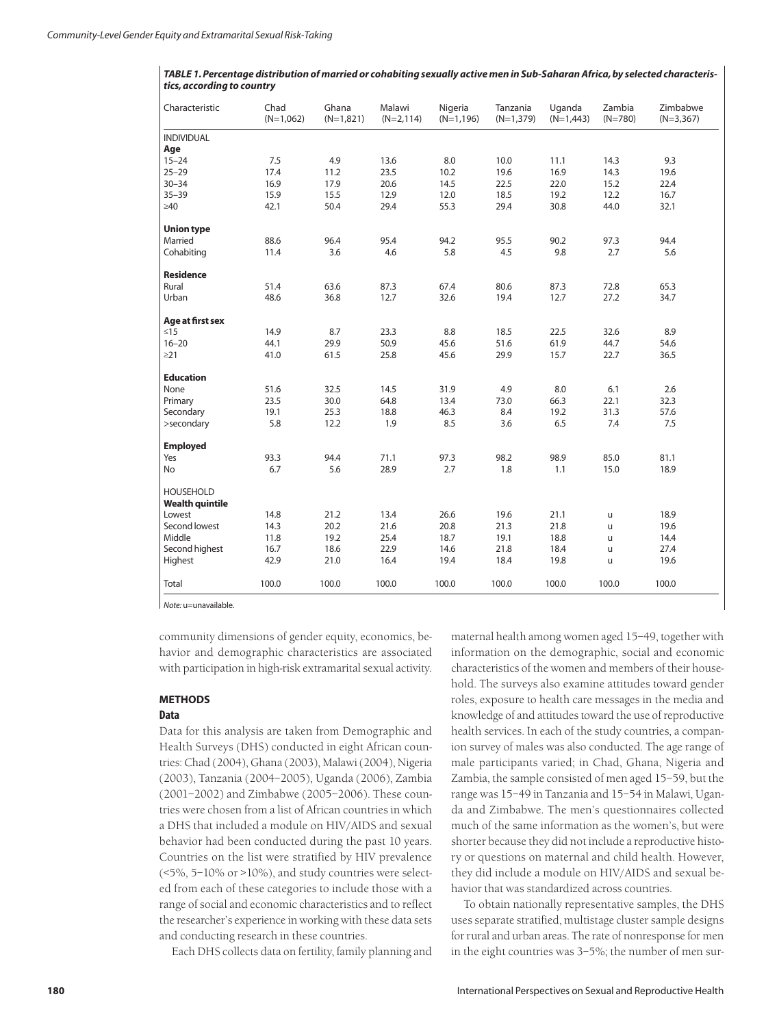**TABLE 1. Percentage distribution of married or cohabiting sexually active men in Sub-Saharan Africa, by selected characteristics, according to country**

| Characteristic | Chad (N=1,062) | Ghana (N=1,821) | Malawi (N=2,114) | Nigeria (N=1,196) | Tanzania (N=1,379) | Uganda (N=1,443) | Zambia (N=780) | Zimbabwe (N=3,367) |
|---|---|---|---|---|---|---|---|---|
| INDIVIDUAL | | | | | | | | |
| **Age** | | | | | | | | |
| 15–24 | 7.5 | 4.9 | 13.6 | 8.0 | 10.0 | 11.1 | 14.3 | 9.3 |
| 25–29 | 17.4 | 11.2 | 23.5 | 10.2 | 19.6 | 16.9 | 14.3 | 19.6 |
| 30–34 | 16.9 | 17.9 | 20.6 | 14.5 | 22.5 | 22.0 | 15.2 | 22.4 |
| 35–39 | 15.9 | 15.5 | 12.9 | 12.0 | 18.5 | 19.2 | 12.2 | 16.7 |
| ≥40 | 42.1 | 50.4 | 29.4 | 55.3 | 29.4 | 30.8 | 44.0 | 32.1 |
| **Union type** | | | | | | | | |
| Married | 88.6 | 96.4 | 95.4 | 94.2 | 95.5 | 90.2 | 97.3 | 94.4 |
| Cohabiting | 11.4 | 3.6 | 4.6 | 5.8 | 4.5 | 9.8 | 2.7 | 5.6 |
| **Residence** | | | | | | | | |
| Rural | 51.4 | 63.6 | 87.3 | 67.4 | 80.6 | 87.3 | 72.8 | 65.3 |
| Urban | 48.6 | 36.8 | 12.7 | 32.6 | 19.4 | 12.7 | 27.2 | 34.7 |
| **Age at first sex** | | | | | | | | |
| ≤15 | 14.9 | 8.7 | 23.3 | 8.8 | 18.5 | 22.5 | 32.6 | 8.9 |
| 16–20 | 44.1 | 29.9 | 50.9 | 45.6 | 51.6 | 61.9 | 44.7 | 54.6 |
| ≥21 | 41.0 | 61.5 | 25.8 | 45.6 | 29.9 | 15.7 | 22.7 | 36.5 |
| **Education** | | | | | | | | |
| None | 51.6 | 32.5 | 14.5 | 31.9 | 4.9 | 8.0 | 6.1 | 2.6 |
| Primary | 23.5 | 30.0 | 64.8 | 13.4 | 73.0 | 66.3 | 22.1 | 32.3 |
| Secondary | 19.1 | 25.3 | 18.8 | 46.3 | 8.4 | 19.2 | 31.3 | 57.6 |
| >secondary | 5.8 | 12.2 | 1.9 | 8.5 | 3.6 | 6.5 | 7.4 | 7.5 |
| **Employed** | | | | | | | | |
| Yes | 93.3 | 94.4 | 71.1 | 97.3 | 98.2 | 98.9 | 85.0 | 81.1 |
| No | 6.7 | 5.6 | 28.9 | 2.7 | 1.8 | 1.1 | 15.0 | 18.9 |
| HOUSEHOLD | | | | | | | | |
| **Wealth quintile** | | | | | | | | |
| Lowest | 14.8 | 21.2 | 13.4 | 26.6 | 19.6 | 21.1 | u | 18.9 |
| Second lowest | 14.3 | 20.2 | 21.6 | 20.8 | 21.3 | 21.8 | u | 19.6 |
| Middle | 11.8 | 19.2 | 25.4 | 18.7 | 19.1 | 18.8 | u | 14.4 |
| Second highest | 16.7 | 18.6 | 22.9 | 14.6 | 21.8 | 18.4 | u | 27.4 |
| Highest | 42.9 | 21.0 | 16.4 | 19.4 | 18.4 | 19.8 | u | 19.6 |
| Total | 100.0 | 100.0 | 100.0 | 100.0 | 100.0 | 100.0 | 100.0 | 100.0 |

*Note:* u=unavailable.

community dimensions of gender equity, economics, behavior and demographic characteristics are associated with participation in high-risk extramarital sexual activity.

## METHODS

### Data

Data for this analysis are taken from Demographic and Health Surveys (DHS) conducted in eight African countries: Chad (2004), Ghana (2003), Malawi (2004), Nigeria (2003), Tanzania (2004–2005), Uganda (2006), Zambia (2001–2002) and Zimbabwe (2005–2006). These countries were chosen from a list of African countries in which a DHS that included a module on HIV/AIDS and sexual behavior had been conducted during the past 10 years. Countries on the list were stratified by HIV prevalence (<5%, 5–10% or >10%), and study countries were selected from each of these categories to include those with a range of social and economic characteristics and to reflect the researcher's experience in working with these data sets and conducting research in these countries.

Each DHS collects data on fertility, family planning and maternal health among women aged 15–49, together with information on the demographic, social and economic characteristics of the women and members of their household. The surveys also examine attitudes toward gender roles, exposure to health care messages in the media and knowledge of and attitudes toward the use of reproductive health services. In each of the study countries, a companion survey of males was also conducted. The age range of male participants varied; in Chad, Ghana, Nigeria and Zambia, the sample consisted of men aged 15–59, but the range was 15–49 in Tanzania and 15–54 in Malawi, Uganda and Zimbabwe. The men's questionnaires collected much of the same information as the women's, but were shorter because they did not include a reproductive history or questions on maternal and child health. However, they did include a module on HIV/AIDS and sexual behavior that was standardized across countries.

To obtain nationally representative samples, the DHS uses separate stratified, multistage cluster sample designs for rural and urban areas. The rate of nonresponse for men in the eight countries was 3–5%; the number of men sur-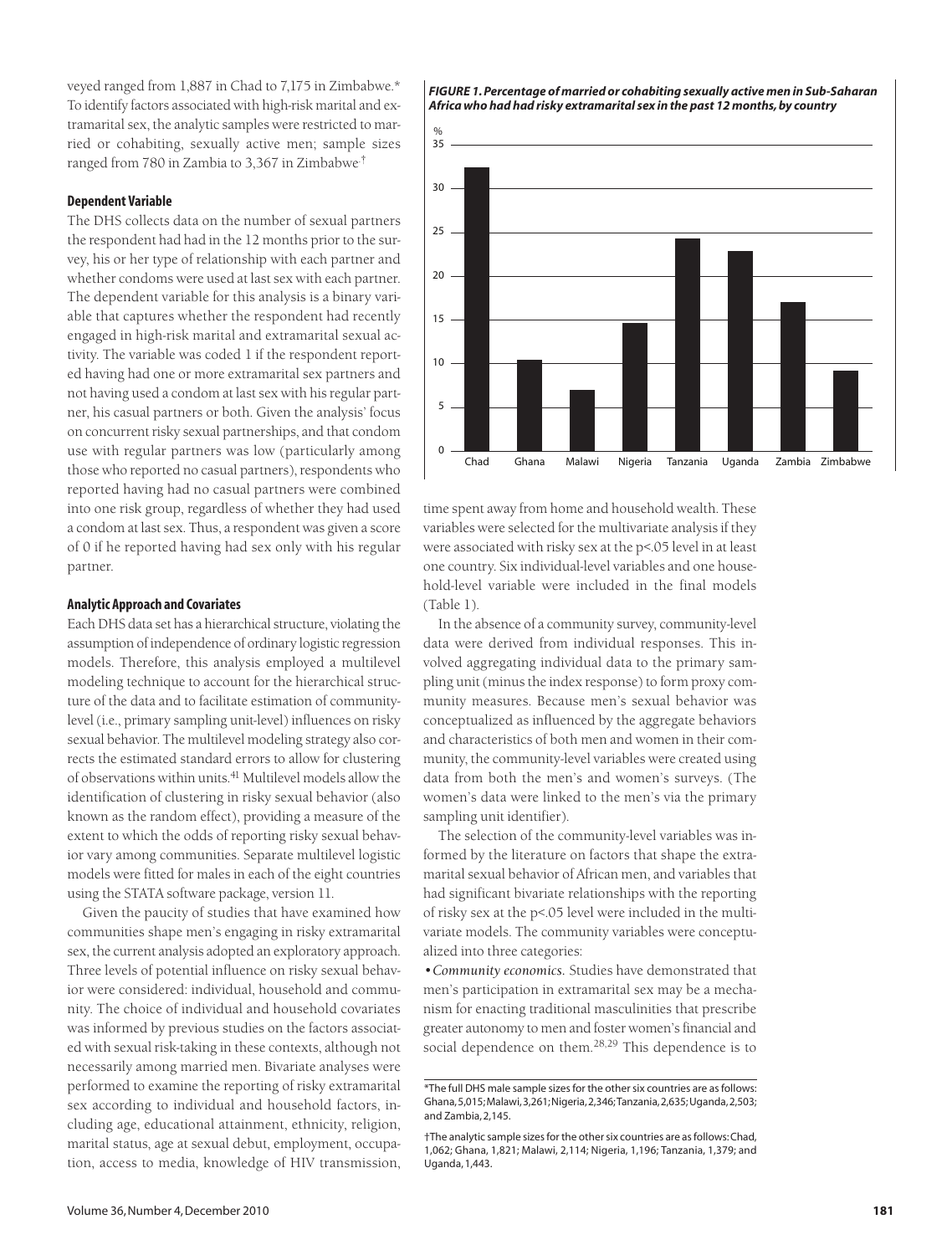veyed ranged from 1,887 in Chad to 7,175 in Zimbabwe.* To identify factors associated with high-risk marital and extramarital sex, the analytic samples were restricted to married or cohabiting, sexually active men; sample sizes ranged from 780 in Zambia to 3,367 in Zimbabwe.†

### Dependent Variable

The DHS collects data on the number of sexual partners the respondent had had in the 12 months prior to the survey, his or her type of relationship with each partner and whether condoms were used at last sex with each partner. The dependent variable for this analysis is a binary variable that captures whether the respondent had recently engaged in high-risk marital and extramarital sexual activity. The variable was coded 1 if the respondent reported having had one or more extramarital sex partners and not having used a condom at last sex with his regular partner, his casual partners or both. Given the analysis' focus on concurrent risky sexual partnerships, and that condom use with regular partners was low (particularly among those who reported no casual partners), respondents who reported having had no casual partners were combined into one risk group, regardless of whether they had used a condom at last sex. Thus, a respondent was given a score of 0 if he reported having had sex only with his regular partner.

### Analytic Approach and Covariates

Each DHS data set has a hierarchical structure, violating the assumption of independence of ordinary logistic regression models. Therefore, this analysis employed a multilevel modeling technique to account for the hierarchical structure of the data and to facilitate estimation of community-level (i.e., primary sampling unit-level) influences on risky sexual behavior. The multilevel modeling strategy also corrects the estimated standard errors to allow for clustering of observations within units.[41] Multilevel models allow the identification of clustering in risky sexual behavior (also known as the random effect), providing a measure of the extent to which the odds of reporting risky sexual behavior vary among communities. Separate multilevel logistic models were fitted for males in each of the eight countries using the STATA software package, version 11.

Given the paucity of studies that have examined how communities shape men's engaging in risky extramarital sex, the current analysis adopted an exploratory approach. Three levels of potential influence on risky sexual behavior were considered: individual, household and community. The choice of individual and household covariates was informed by previous studies on the factors associated with sexual risk-taking in these contexts, although not necessarily among married men. Bivariate analyses were performed to examine the reporting of risky extramarital sex according to individual and household factors, including age, educational attainment, ethnicity, religion, marital status, age at sexual debut, employment, occupation, access to media, knowledge of HIV transmission, time spent away from home and household wealth. These variables were selected for the multivariate analysis if they were associated with risky sex at the $p<.05$ level in at least one country. Six individual-level variables and one household-level variable were included in the final models (Table 1).

***FIGURE 1. Percentage of married or cohabiting sexually active men in Sub-Saharan Africa who had had risky extramarital sex in the past 12 months, by country***

In the absence of a community survey, community-level data were derived from individual responses. This involved aggregating individual data to the primary sampling unit (minus the index response) to form proxy community measures. Because men's sexual behavior was conceptualized as influenced by the aggregate behaviors and characteristics of both men and women in their community, the community-level variables were created using data from both the men's and women's surveys. (The women's data were linked to the men's via the primary sampling unit identifier).

The selection of the community-level variables was informed by the literature on factors that shape the extramarital sexual behavior of African men, and variables that had significant bivariate relationships with the reporting of risky sex at the $p<.05$ level were included in the multivariate models. The community variables were conceptualized into three categories:

• *Community economics.* Studies have demonstrated that men's participation in extramarital sex may be a mechanism for enacting traditional masculinities that prescribe greater autonomy to men and foster women's financial and social dependence on them.[28,29] This dependence is to

*The full DHS male sample sizes for the other six countries are as follows: Ghana, 5,015; Malawi, 3,261; Nigeria, 2,346; Tanzania, 2,635; Uganda, 2,503; and Zambia, 2,145.

†The analytic sample sizes for the other six countries are as follows: Chad, 1,062; Ghana, 1,821; Malawi, 2,114; Nigeria, 1,196; Tanzania, 1,379; and Uganda, 1,443.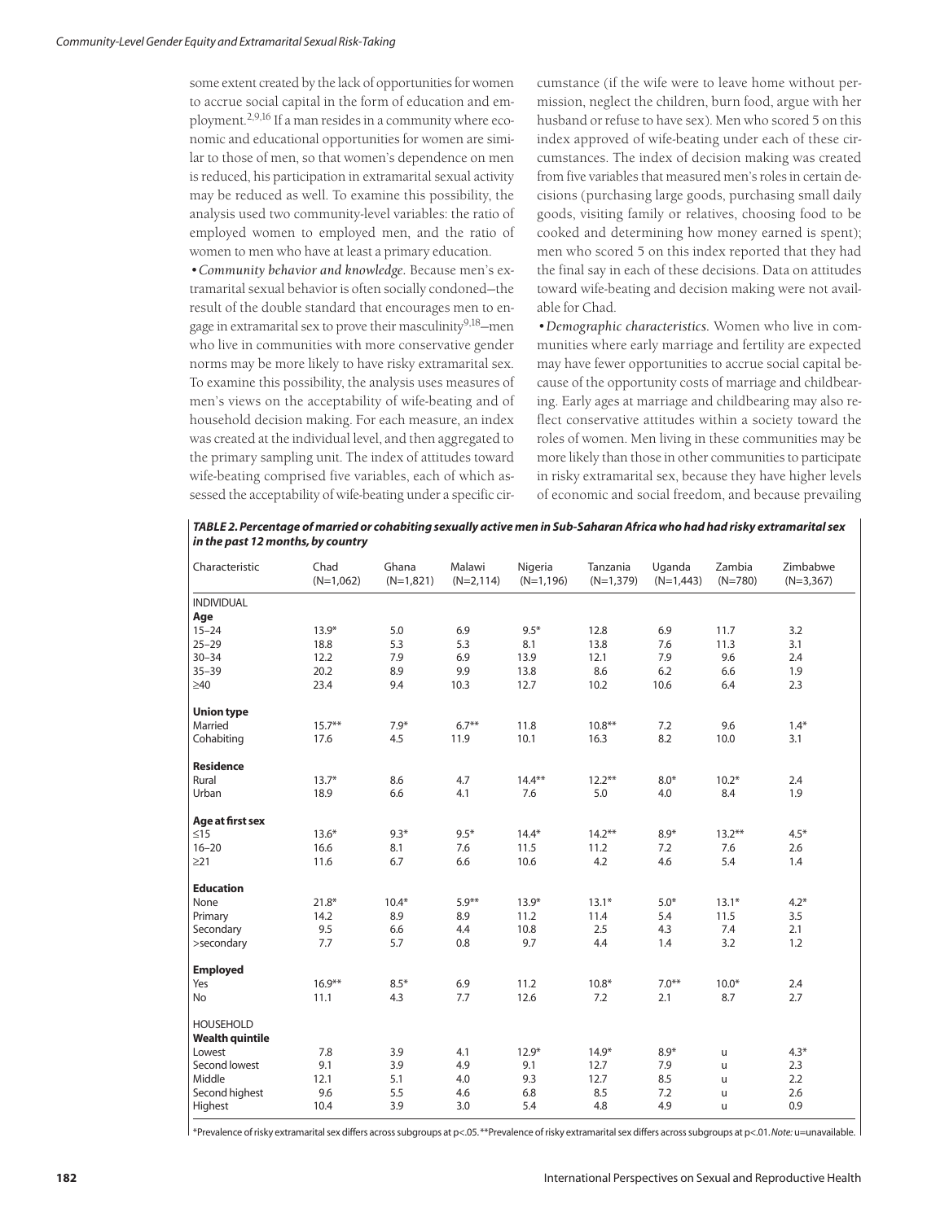some extent created by the lack of opportunities for women to accrue social capital in the form of education and employment.[2,9,16] If a man resides in a community where economic and educational opportunities for women are similar to those of men, so that women's dependence on men is reduced, his participation in extramarital sexual activity may be reduced as well. To examine this possibility, the analysis used two community-level variables: the ratio of employed women to employed men, and the ratio of women to men who have at least a primary education.

*•Community behavior and knowledge.* Because men's extramarital sexual behavior is often socially condoned—the result of the double standard that encourages men to engage in extramarital sex to prove their masculinity[9,18]—men who live in communities with more conservative gender norms may be more likely to have risky extramarital sex. To examine this possibility, the analysis uses measures of men's views on the acceptability of wife-beating and of household decision making. For each measure, an index was created at the individual level, and then aggregated to the primary sampling unit. The index of attitudes toward wife-beating comprised five variables, each of which assessed the acceptability of wife-beating under a specific circumstance (if the wife were to leave home without permission, neglect the children, burn food, argue with her husband or refuse to have sex). Men who scored 5 on this index approved of wife-beating under each of these circumstances. The index of decision making was created from five variables that measured men's roles in certain decisions (purchasing large goods, purchasing small daily goods, visiting family or relatives, choosing food to be cooked and determining how money earned is spent); men who scored 5 on this index reported that they had the final say in each of these decisions. Data on attitudes toward wife-beating and decision making were not available for Chad.

*•Demographic characteristics.* Women who live in communities where early marriage and fertility are expected may have fewer opportunities to accrue social capital because of the opportunity costs of marriage and childbearing. Early ages at marriage and childbearing may also reflect conservative attitudes within a society toward the roles of women. Men living in these communities may be more likely than those in other communities to participate in risky extramarital sex, because they have higher levels of economic and social freedom, and because prevailing

***TABLE 2. Percentage of married or cohabiting sexually active men in Sub-Saharan Africa who had had risky extramarital sex in the past 12 months, by country***

| Characteristic | Chad (N=1,062) | Ghana (N=1,821) | Malawi (N=2,114) | Nigeria (N=1,196) | Tanzania (N=1,379) | Uganda (N=1,443) | Zambia (N=780) | Zimbabwe (N=3,367) |
|---|---|---|---|---|---|---|---|---|
| INDIVIDUAL | | | | | | | | |
| **Age** | | | | | | | | |
| 15–24 | 13.9* | 5.0 | 6.9 | 9.5* | 12.8 | 6.9 | 11.7 | 3.2 |
| 25–29 | 18.8 | 5.3 | 5.3 | 8.1 | 13.8 | 7.6 | 11.3 | 3.1 |
| 30–34 | 12.2 | 7.9 | 6.9 | 13.9 | 12.1 | 7.9 | 9.6 | 2.4 |
| 35–39 | 20.2 | 8.9 | 9.9 | 13.8 | 8.6 | 6.2 | 6.6 | 1.9 |
| ≥40 | 23.4 | 9.4 | 10.3 | 12.7 | 10.2 | 10.6 | 6.4 | 2.3 |
| **Union type** | | | | | | | | |
| Married | 15.7** | 7.9* | 6.7** | 11.8 | 10.8** | 7.2 | 9.6 | 1.4* |
| Cohabiting | 17.6 | 4.5 | 11.9 | 10.1 | 16.3 | 8.2 | 10.0 | 3.1 |
| **Residence** | | | | | | | | |
| Rural | 13.7* | 8.6 | 4.7 | 14.4** | 12.2** | 8.0* | 10.2* | 2.4 |
| Urban | 18.9 | 6.6 | 4.1 | 7.6 | 5.0 | 4.0 | 8.4 | 1.9 |
| **Age at first sex** | | | | | | | | |
| ≤15 | 13.6* | 9.3* | 9.5* | 14.4* | 14.2** | 8.9* | 13.2** | 4.5* |
| 16–20 | 16.6 | 8.1 | 7.6 | 11.5 | 11.2 | 7.2 | 7.6 | 2.6 |
| ≥21 | 11.6 | 6.7 | 6.6 | 10.6 | 4.2 | 4.6 | 5.4 | 1.4 |
| **Education** | | | | | | | | |
| None | 21.8* | 10.4* | 5.9** | 13.9* | 13.1* | 5.0* | 13.1* | 4.2* |
| Primary | 14.2 | 8.9 | 8.9 | 11.2 | 11.4 | 5.4 | 11.5 | 3.5 |
| Secondary | 9.5 | 6.6 | 4.4 | 10.8 | 2.5 | 4.3 | 7.4 | 2.1 |
| >secondary | 7.7 | 5.7 | 0.8 | 9.7 | 4.4 | 1.4 | 3.2 | 1.2 |
| **Employed** | | | | | | | | |
| Yes | 16.9** | 8.5* | 6.9 | 11.2 | 10.8* | 7.0** | 10.0* | 2.4 |
| No | 11.1 | 4.3 | 7.7 | 12.6 | 7.2 | 2.1 | 8.7 | 2.7 |
| HOUSEHOLD | | | | | | | | |
| **Wealth quintile** | | | | | | | | |
| Lowest | 7.8 | 3.9 | 4.1 | 12.9* | 14.9* | 8.9* | u | 4.3* |
| Second lowest | 9.1 | 3.9 | 4.9 | 9.1 | 12.7 | 7.9 | u | 2.3 |
| Middle | 12.1 | 5.1 | 4.0 | 9.3 | 12.7 | 8.5 | u | 2.2 |
| Second highest | 9.6 | 5.5 | 4.6 | 6.8 | 8.5 | 7.2 | u | 2.6 |
| Highest | 10.4 | 3.9 | 3.0 | 5.4 | 4.8 | 4.9 | u | 0.9 |

*Prevalence of risky extramarital sex differs across subgroups at p<.05. **Prevalence of risky extramarital sex differs across subgroups at p<.01. *Note:* u=unavailable.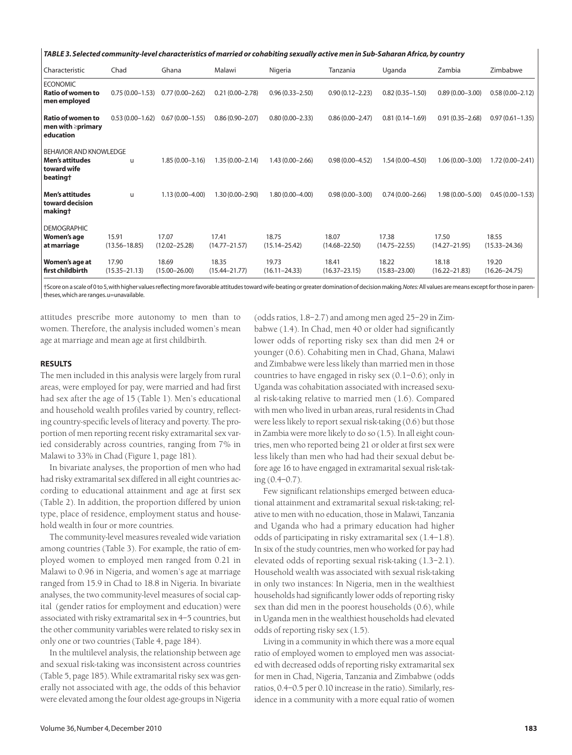*TABLE 3. Selected community-level characteristics of married or cohabiting sexually active men in Sub-Saharan Africa, by country*

| Characteristic | Chad | Ghana | Malawi | Nigeria | Tanzania | Uganda | Zambia | Zimbabwe |
|---|---|---|---|---|---|---|---|---|
| ECONOMIC | | | | | | | | |
| **Ratio of women to men employed** | 0.75 (0.00–1.53) | 0.77 (0.00–2.62) | 0.21 (0.00–2.78) | 0.96 (0.33–2.50) | 0.90 (0.12–2.23) | 0.82 (0.35–1.50) | 0.89 (0.00–3.00) | 0.58 (0.00–2.12) |
| **Ratio of women to men with ≥primary education** | 0.53 (0.00–1.62) | 0.67 (0.00–1.55) | 0.86 (0.90–2.07) | 0.80 (0.00–2.33) | 0.86 (0.00–2.47) | 0.81 (0.14–1.69) | 0.91 (0.35–2.68) | 0.97 (0.61–1.35) |
| BEHAVIOR AND KNOWLEDGE | | | | | | | | |
| **Men's attitudes toward wife beating†** | u | 1.85 (0.00–3.16) | 1.35 (0.00–2.14) | 1.43 (0.00–2.66) | 0.98 (0.00–4.52) | 1.54 (0.00–4.50) | 1.06 (0.00–3.00) | 1.72 (0.00–2.41) |
| **Men's attitudes toward decision making†** | u | 1.13 (0.00–4.00) | 1.30 (0.00–2.90) | 1.80 (0.00–4.00) | 0.98 (0.00–3.00) | 0.74 (0.00–2.66) | 1.98 (0.00–5.00) | 0.45 (0.00–1.53) |
| DEMOGRAPHIC | | | | | | | | |
| **Women's age at marriage** | 15.91 (13.56–18.85) | 17.07 (12.02–25.28) | 17.41 (14.77–21.57) | 18.75 (15.14–25.42) | 18.07 (14.68–22.50) | 17.38 (14.75–22.55) | 17.50 (14.27–21.95) | 18.55 (15.33–24.36) |
| **Women's age at first childbirth** | 17.90 (15.35–21.13) | 18.69 (15.00–26.00) | 18.35 (15.44–21.77) | 19.73 (16.11–24.33) | 18.41 (16.37–23.15) | 18.22 (15.83–23.00) | 18.18 (16.22–21.83) | 19.20 (16.26–24.75) |

†Score on a scale of 0 to 5, with higher values reflecting more favorable attitudes toward wife-beating or greater domination of decision making. *Notes:* All values are means except for those in parentheses, which are ranges. u=unavailable.

attitudes prescribe more autonomy to men than to women. Therefore, the analysis included women's mean age at marriage and mean age at first childbirth.

## RESULTS

The men included in this analysis were largely from rural areas, were employed for pay, were married and had first had sex after the age of 15 (Table 1). Men's educational and household wealth profiles varied by country, reflecting country-specific levels of literacy and poverty. The proportion of men reporting recent risky extramarital sex varied considerably across countries, ranging from 7% in Malawi to 33% in Chad (Figure 1, page 181).

In bivariate analyses, the proportion of men who had had risky extramarital sex differed in all eight countries according to educational attainment and age at first sex (Table 2). In addition, the proportion differed by union type, place of residence, employment status and household wealth in four or more countries.

The community-level measures revealed wide variation among countries (Table 3). For example, the ratio of employed women to employed men ranged from 0.21 in Malawi to 0.96 in Nigeria, and women's age at marriage ranged from 15.9 in Chad to 18.8 in Nigeria. In bivariate analyses, the two community-level measures of social capital (gender ratios for employment and education) were associated with risky extramarital sex in 4–5 countries, but the other community variables were related to risky sex in only one or two countries (Table 4, page 184).

In the multilevel analysis, the relationship between age and sexual risk-taking was inconsistent across countries (Table 5, page 185). While extramarital risky sex was generally not associated with age, the odds of this behavior were elevated among the four oldest age-groups in Nigeria (odds ratios, 1.8–2.7) and among men aged 25–29 in Zimbabwe (1.4). In Chad, men 40 or older had significantly lower odds of reporting risky sex than did men 24 or younger (0.6). Cohabiting men in Chad, Ghana, Malawi and Zimbabwe were less likely than married men in those countries to have engaged in risky sex (0.1–0.6); only in Uganda was cohabitation associated with increased sexual risk-taking relative to married men (1.6). Compared with men who lived in urban areas, rural residents in Chad were less likely to report sexual risk-taking (0.6) but those in Zambia were more likely to do so (1.5). In all eight countries, men who reported being 21 or older at first sex were less likely than men who had had their sexual debut before age 16 to have engaged in extramarital sexual risk-taking (0.4–0.7).

Few significant relationships emerged between educational attainment and extramarital sexual risk-taking; relative to men with no education, those in Malawi, Tanzania and Uganda who had a primary education had higher odds of participating in risky extramarital sex (1.4–1.8). In six of the study countries, men who worked for pay had elevated odds of reporting sexual risk-taking (1.3–2.1). Household wealth was associated with sexual risk-taking in only two instances: In Nigeria, men in the wealthiest households had significantly lower odds of reporting risky sex than did men in the poorest households (0.6), while in Uganda men in the wealthiest households had elevated odds of reporting risky sex (1.5).

Living in a community in which there was a more equal ratio of employed women to employed men was associated with decreased odds of reporting risky extramarital sex for men in Chad, Nigeria, Tanzania and Zimbabwe (odds ratios, 0.4–0.5 per 0.10 increase in the ratio). Similarly, residence in a community with a more equal ratio of women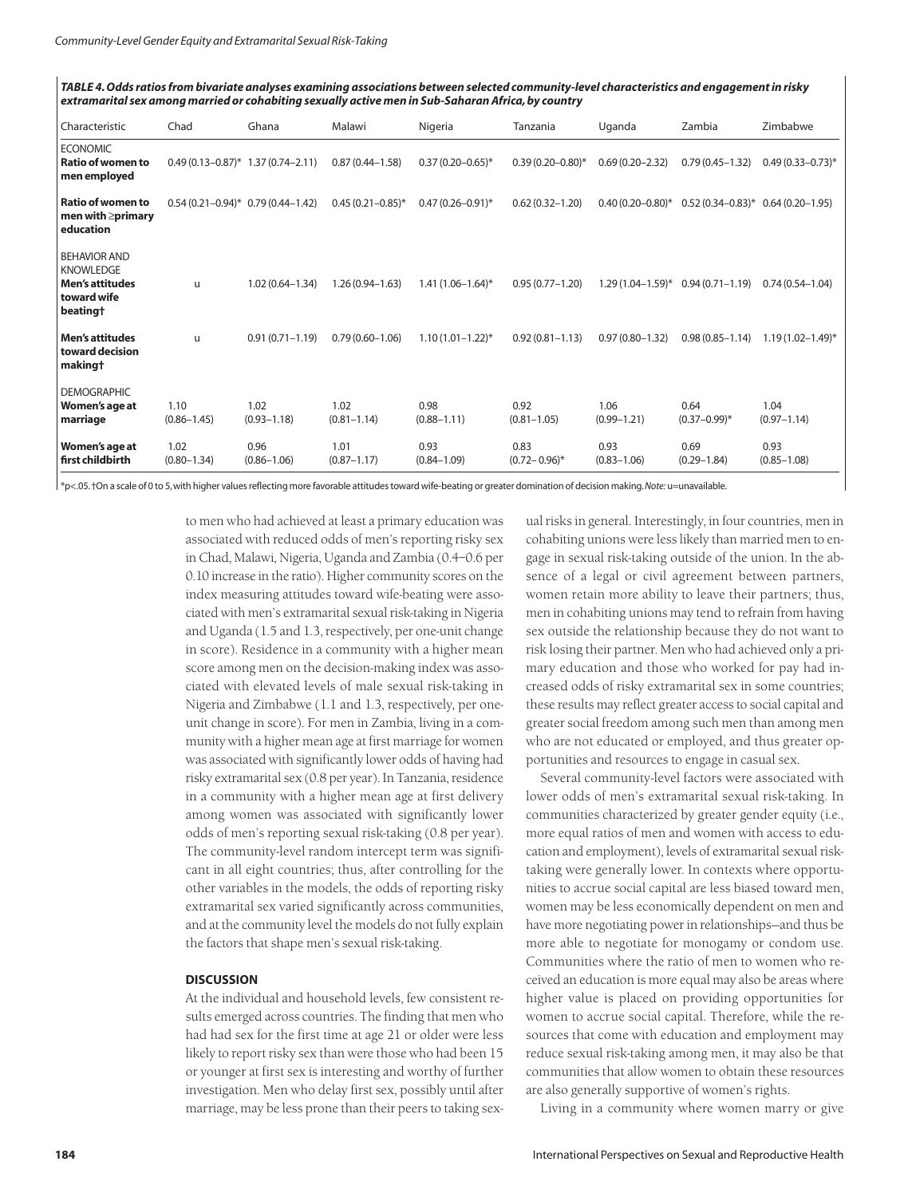**TABLE 4. Odds ratios from bivariate analyses examining associations between selected community-level characteristics and engagement in risky extramarital sex among married or cohabiting sexually active men in Sub-Saharan Africa, by country**

| Characteristic | Chad | Ghana | Malawi | Nigeria | Tanzania | Uganda | Zambia | Zimbabwe |
|---|---|---|---|---|---|---|---|---|
| ECONOMIC | | | | | | | | |
| **Ratio of women to men employed** | 0.49 (0.13–0.87)* | 1.37 (0.74–2.11) | 0.87 (0.44–1.58) | 0.37 (0.20–0.65)* | 0.39 (0.20–0.80)* | 0.69 (0.20–2.32) | 0.79 (0.45–1.32) | 0.49 (0.33–0.73)* |
| **Ratio of women to men with ≥primary education** | 0.54 (0.21–0.94)* | 0.79 (0.44–1.42) | 0.45 (0.21–0.85)* | 0.47 (0.26–0.91)* | 0.62 (0.32–1.20) | 0.40 (0.20–0.80)* | 0.52 (0.34–0.83)* | 0.64 (0.20–1.95) |
| BEHAVIOR AND KNOWLEDGE | | | | | | | | |
| **Men's attitudes toward wife beating†** | u | 1.02 (0.64–1.34) | 1.26 (0.94–1.63) | 1.41 (1.06–1.64)* | 0.95 (0.77–1.20) | 1.29 (1.04–1.59)* | 0.94 (0.71–1.19) | 0.74 (0.54–1.04) |
| **Men's attitudes toward decision making†** | u | 0.91 (0.71–1.19) | 0.79 (0.60–1.06) | 1.10 (1.01–1.22)* | 0.92 (0.81–1.13) | 0.97 (0.80–1.32) | 0.98 (0.85–1.14) | 1.19 (1.02–1.49)* |
| DEMOGRAPHIC | | | | | | | | |
| **Women's age at marriage** | 1.10 (0.86–1.45) | 1.02 (0.93–1.18) | 1.02 (0.81–1.14) | 0.98 (0.88–1.11) | 0.92 (0.81–1.05) | 1.06 (0.99–1.21) | 0.64 (0.37–0.99)* | 1.04 (0.97–1.14) |
| **Women's age at first childbirth** | 1.02 (0.80–1.34) | 0.96 (0.86–1.06) | 1.01 (0.87–1.17) | 0.93 (0.84–1.09) | 0.83 (0.72–0.96)* | 0.93 (0.83–1.06) | 0.69 (0.29–1.84) | 0.93 (0.85–1.08) |

*p<.05. †On a scale of 0 to 5, with higher values reflecting more favorable attitudes toward wife-beating or greater domination of decision making. *Note:* u=unavailable.

to men who had achieved at least a primary education was associated with reduced odds of men's reporting risky sex in Chad, Malawi, Nigeria, Uganda and Zambia (0.4–0.6 per 0.10 increase in the ratio). Higher community scores on the index measuring attitudes toward wife-beating were associated with men's extramarital sexual risk-taking in Nigeria and Uganda (1.5 and 1.3, respectively, per one-unit change in score). Residence in a community with a higher mean score among men on the decision-making index was associated with elevated levels of male sexual risk-taking in Nigeria and Zimbabwe (1.1 and 1.3, respectively, per one-unit change in score). For men in Zambia, living in a community with a higher mean age at first marriage for women was associated with significantly lower odds of having had risky extramarital sex (0.8 per year). In Tanzania, residence in a community with a higher mean age at first delivery among women was associated with significantly lower odds of men's reporting sexual risk-taking (0.8 per year). The community-level random intercept term was significant in all eight countries; thus, after controlling for the other variables in the models, the odds of reporting risky extramarital sex varied significantly across communities, and at the community level the models do not fully explain the factors that shape men's sexual risk-taking.

## DISCUSSION

At the individual and household levels, few consistent results emerged across countries. The finding that men who had had sex for the first time at age 21 or older were less likely to report risky sex than were those who had been 15 or younger at first sex is interesting and worthy of further investigation. Men who delay first sex, possibly until after marriage, may be less prone than their peers to taking sexual risks in general. Interestingly, in four countries, men in cohabiting unions were less likely than married men to engage in sexual risk-taking outside of the union. In the absence of a legal or civil agreement between partners, women retain more ability to leave their partners; thus, men in cohabiting unions may tend to refrain from having sex outside the relationship because they do not want to risk losing their partner. Men who had achieved only a primary education and those who worked for pay had increased odds of risky extramarital sex in some countries; these results may reflect greater access to social capital and greater social freedom among such men than among men who are not educated or employed, and thus greater opportunities and resources to engage in casual sex.

Several community-level factors were associated with lower odds of men's extramarital sexual risk-taking. In communities characterized by greater gender equity (i.e., more equal ratios of men and women with access to education and employment), levels of extramarital sexual risk-taking were generally lower. In contexts where opportunities to accrue social capital are less biased toward men, women may be less economically dependent on men and have more negotiating power in relationships—and thus be more able to negotiate for monogamy or condom use. Communities where the ratio of men to women who received an education is more equal may also be areas where higher value is placed on providing opportunities for women to accrue social capital. Therefore, while the resources that come with education and employment may reduce sexual risk-taking among men, it may also be that communities that allow women to obtain these resources are also generally supportive of women's rights.

Living in a community where women marry or give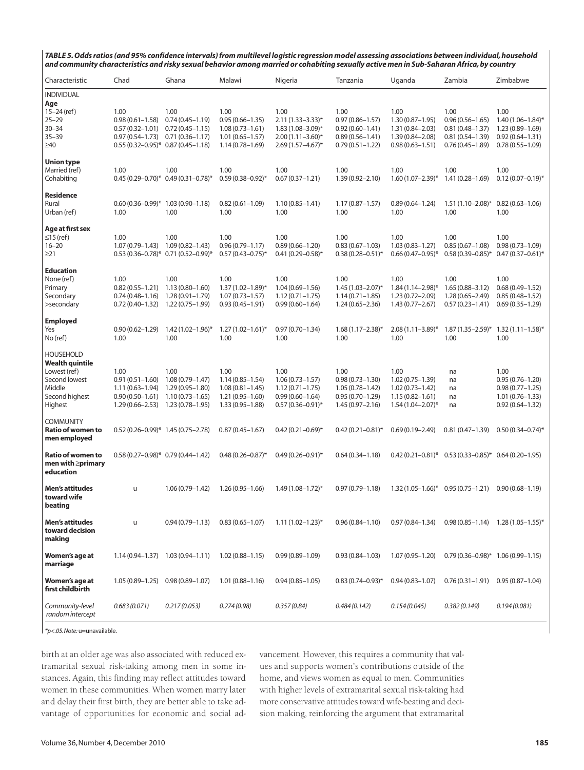**TABLE 5. Odds ratios (and 95% confidence intervals) from multilevel logistic regression model assessing associations between individual, household and community characteristics and risky sexual behavior among married or cohabiting sexually active men in Sub-Saharan Africa, by country**

| Characteristic | Chad | Ghana | Malawi | Nigeria | Tanzania | Uganda | Zambia | Zimbabwe |
|---|---|---|---|---|---|---|---|---|
| INDIVIDUAL | | | | | | | | |
| **Age** | | | | | | | | |
| 15–24 (ref) | 1.00 | 1.00 | 1.00 | 1.00 | 1.00 | 1.00 | 1.00 | 1.00 |
| 25–29 | 0.98 (0.61–1.58) | 0.74 (0.45–1.19) | 0.95 (0.66–1.35) | 2.11 (1.33–3.33)* | 0.97 (0.86–1.57) | 1.30 (0.87–1.95) | 0.96 (0.56–1.65) | 1.40 (1.06–1.84)* |
| 30–34 | 0.57 (0.32–1.01) | 0.72 (0.45–1.15) | 1.08 (0.73–1.61) | 1.83 (1.08–3.09)* | 0.92 (0.60–1.41) | 1.31 (0.84–2.03) | 0.81 (0.48–1.37) | 1.23 (0.89–1.69) |
| 35–39 | 0.97 (0.54–1.73) | 0.71 (0.36–1.17) | 1.01 (0.65–1.57) | 2.00 (1.11–3.60)* | 0.89 (0.56–1.41) | 1.39 (0.84–2.08) | 0.81 (0.54–1.39) | 0.92 (0.64–1.31) |
| ≥40 | 0.55 (0.32–0.95)* | 0.87 (0.45–1.18) | 1.14 (0.78–1.69) | 2.69 (1.57–4.67)* | 0.79 (0.51–1.22) | 0.98 (0.63–1.51) | 0.76 (0.45–1.89) | 0.78 (0.55–1.09) |
| **Union type** | | | | | | | | |
| Married (ref) | 1.00 | 1.00 | 1.00 | 1.00 | 1.00 | 1.00 | 1.00 | 1.00 |
| Cohabiting | 0.45 (0.29–0.70)* | 0.49 (0.31–0.78)* | 0.59 (0.38–0.92)* | 0.67 (0.37–1.21) | 1.39 (0.92–2.10) | 1.60 (1.07–2.39)* | 1.41 (0.28–1.69) | 0.12 (0.07–0.19)* |
| **Residence** | | | | | | | | |
| Rural | 0.60 (0.36–0.99)* | 1.03 (0.90–1.18) | 0.82 (0.61–1.09) | 1.10 (0.85–1.41) | 1.17 (0.87–1.57) | 0.89 (0.64–1.24) | 1.51 (1.10–2.08)* | 0.82 (0.63–1.06) |
| Urban (ref) | 1.00 | 1.00 | 1.00 | 1.00 | 1.00 | 1.00 | 1.00 | 1.00 |
| **Age at first sex** | | | | | | | | |
| ≤15 (ref) | 1.00 | 1.00 | 1.00 | 1.00 | 1.00 | 1.00 | 1.00 | 1.00 |
| 16–20 | 1.07 (0.79–1.43) | 1.09 (0.82–1.43) | 0.96 (0.79–1.17) | 0.89 (0.66–1.20) | 0.83 (0.67–1.03) | 1.03 (0.83–1.27) | 0.85 (0.67–1.08) | 0.98 (0.73–1.09) |
| ≥21 | 0.53 (0.36–0.78)* | 0.71 (0.52–0.99)* | 0.57 (0.43–0.75)* | 0.41 (0.29–0.58)* | 0.38 (0.28–0.51)* | 0.66 (0.47–0.95)* | 0.58 (0.39–0.85)* | 0.47 (0.37–0.61)* |
| **Education** | | | | | | | | |
| None (ref) | 1.00 | 1.00 | 1.00 | 1.00 | 1.00 | 1.00 | 1.00 | 1.00 |
| Primary | 0.82 (0.55–1.21) | 1.13 (0.80–1.60) | 1.37 (1.02–1.89)* | 1.04 (0.69–1.56) | 1.45 (1.03–2.07)* | 1.84 (1.14–2.98)* | 1.65 (0.88–3.12) | 0.68 (0.49–1.52) |
| Secondary | 0.74 (0.48–1.16) | 1.28 (0.91–1.79) | 1.07 (0.73–1.57) | 1.12 (0.71–1.75) | 1.14 (0.71–1.85) | 1.23 (0.72–2.09) | 1.28 (0.65–2.49) | 0.85 (0.48–1.52) |
| >secondary | 0.72 (0.40–1.32) | 1.22 (0.75–1.99) | 0.93 (0.45–1.91) | 0.99 (0.60–1.64) | 1.24 (0.65–2.36) | 1.43 (0.77–2.67) | 0.57 (0.23–1.41) | 0.69 (0.35–1.29) |
| **Employed** | | | | | | | | |
| Yes | 0.90 (0.62–1.29) | 1.42 (1.02–1.96)* | 1.27 (1.02–1.61)* | 0.97 (0.70–1.34) | 1.68 (1.17–2.38)* | 2.08 (1.11–3.89)* | 1.87 (1.35–2.59)* | 1.32 (1.11–1.58)* |
| No (ref) | 1.00 | 1.00 | 1.00 | 1.00 | 1.00 | 1.00 | 1.00 | 1.00 |
| HOUSEHOLD | | | | | | | | |
| **Wealth quintile** | | | | | | | | |
| Lowest (ref) | 1.00 | 1.00 | 1.00 | 1.00 | 1.00 | 1.00 | na | 1.00 |
| Second lowest | 0.91 (0.51–1.60) | 1.08 (0.79–1.47) | 1.14 (0.85–1.54) | 1.06 (0.73–1.57) | 0.98 (0.73–1.30) | 1.02 (0.75–1.39) | na | 0.95 (0.76–1.20) |
| Middle | 1.11 (0.63–1.94) | 1.29 (0.95–1.80) | 1.08 (0.81–1.45) | 1.12 (0.71–1.75) | 1.05 (0.78–1.42) | 1.02 (0.73–1.42) | na | 0.98 (0.77–1.25) |
| Second highest | 0.90 (0.50–1.61) | 1.10 (0.73–1.65) | 1.21 (0.95–1.60) | 0.99 (0.60–1.64) | 0.95 (0.70–1.29) | 1.15 (0.82–1.61) | na | 1.01 (0.76–1.33) |
| Highest | 1.29 (0.66–2.53) | 1.23 (0.78–1.95) | 1.33 (0.95–1.88) | 0.57 (0.36–0.91)* | 1.45 (0.97–2.16) | 1.54 (1.04–2.07)* | na | 0.92 (0.64–1.32) |
| COMMUNITY | | | | | | | | |
| **Ratio of women to men employed** | 0.52 (0.26–0.99)* | 1.45 (0.75–2.78) | 0.87 (0.45–1.67) | 0.42 (0.21–0.69)* | 0.42 (0.21–0.81)* | 0.69 (0.19–2.49) | 0.81 (0.47–1.39) | 0.50 (0.34–0.74)* |
| **Ratio of women to men with ≥primary education** | 0.58 (0.27–0.98)* | 0.79 (0.44–1.42) | 0.48 (0.26–0.87)* | 0.49 (0.26–0.91)* | 0.64 (0.34–1.18) | 0.42 (0.21–0.81)* | 0.53 (0.33–0.85)* | 0.64 (0.20–1.95) |
| **Men's attitudes toward wife beating** | u | 1.06 (0.79–1.42) | 1.26 (0.95–1.66) | 1.49 (1.08–1.72)* | 0.97 (0.79–1.18) | 1.32 (1.05–1.66)* | 0.95 (0.75–1.21) | 0.90 (0.68–1.19) |
| **Men's attitudes toward decision making** | u | 0.94 (0.79–1.13) | 0.83 (0.65–1.07) | 1.11 (1.02–1.23)* | 0.96 (0.84–1.10) | 0.97 (0.84–1.34) | 0.98 (0.85–1.14) | 1.28 (1.05–1.55)* |
| **Women's age at marriage** | 1.14 (0.94–1.37) | 1.03 (0.94–1.11) | 1.02 (0.88–1.15) | 0.99 (0.89–1.09) | 0.93 (0.84–1.03) | 1.07 (0.95–1.20) | 0.79 (0.36–0.98)* | 1.06 (0.99–1.15) |
| **Women's age at first childbirth** | 1.05 (0.89–1.25) | 0.98 (0.89–1.07) | 1.01 (0.88–1.16) | 0.94 (0.85–1.05) | 0.83 (0.74–0.93)* | 0.94 (0.83–1.07) | 0.76 (0.31–1.91) | 0.95 (0.87–1.04) |
| *Community-level random intercept* | *0.683 (0.071)* | *0.217 (0.053)* | *0.274 (0.98)* | *0.357 (0.84)* | *0.484 (0.142)* | *0.154 (0.045)* | *0.382 (0.149)* | *0.194 (0.081)* |

*$p<.05$. *Note:* u=unavailable.

birth at an older age was also associated with reduced extramarital sexual risk-taking among men in some instances. Again, this finding may reflect attitudes toward women in these communities. When women marry later and delay their first birth, they are better able to take advantage of opportunities for economic and social advancement. However, this requires a community that values and supports women's contributions outside of the home, and views women as equal to men. Communities with higher levels of extramarital sexual risk-taking had more conservative attitudes toward wife-beating and decision making, reinforcing the argument that extramarital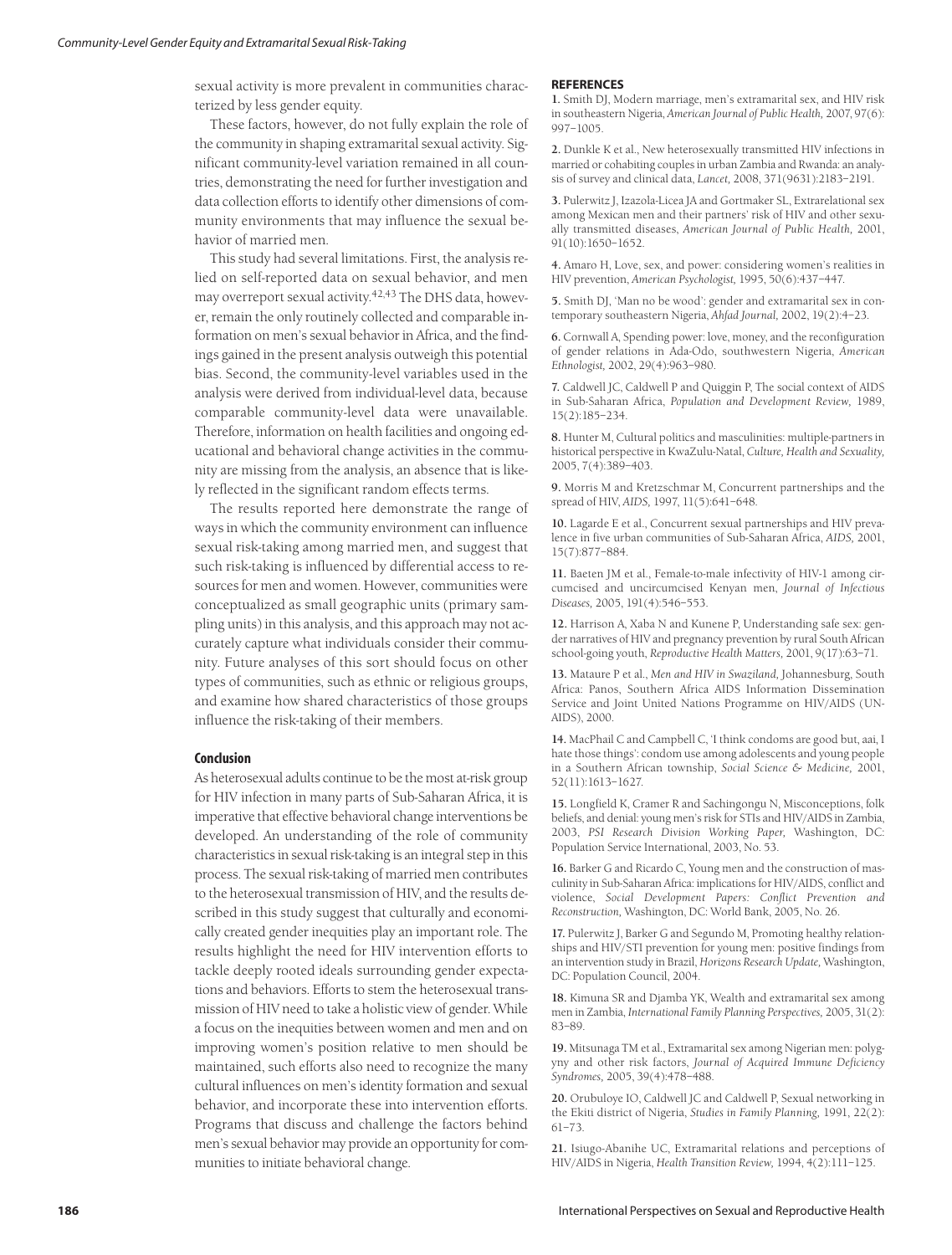sexual activity is more prevalent in communities characterized by less gender equity.

These factors, however, do not fully explain the role of the community in shaping extramarital sexual activity. Significant community-level variation remained in all countries, demonstrating the need for further investigation and data collection efforts to identify other dimensions of community environments that may influence the sexual behavior of married men.

This study had several limitations. First, the analysis relied on self-reported data on sexual behavior, and men may overreport sexual activity.[42,43] The DHS data, however, remain the only routinely collected and comparable information on men's sexual behavior in Africa, and the findings gained in the present analysis outweigh this potential bias. Second, the community-level variables used in the analysis were derived from individual-level data, because comparable community-level data were unavailable. Therefore, information on health facilities and ongoing educational and behavioral change activities in the community are missing from the analysis, an absence that is likely reflected in the significant random effects terms.

The results reported here demonstrate the range of ways in which the community environment can influence sexual risk-taking among married men, and suggest that such risk-taking is influenced by differential access to resources for men and women. However, communities were conceptualized as small geographic units (primary sampling units) in this analysis, and this approach may not accurately capture what individuals consider their community. Future analyses of this sort should focus on other types of communities, such as ethnic or religious groups, and examine how shared characteristics of those groups influence the risk-taking of their members.

## Conclusion

As heterosexual adults continue to be the most at-risk group for HIV infection in many parts of Sub-Saharan Africa, it is imperative that effective behavioral change interventions be developed. An understanding of the role of community characteristics in sexual risk-taking is an integral step in this process. The sexual risk-taking of married men contributes to the heterosexual transmission of HIV, and the results described in this study suggest that culturally and economically created gender inequities play an important role. The results highlight the need for HIV intervention efforts to tackle deeply rooted ideals surrounding gender expectations and behaviors. Efforts to stem the heterosexual transmission of HIV need to take a holistic view of gender. While a focus on the inequities between women and men and on improving women's position relative to men should be maintained, such efforts also need to recognize the many cultural influences on men's identity formation and sexual behavior, and incorporate these into intervention efforts. Programs that discuss and challenge the factors behind men's sexual behavior may provide an opportunity for communities to initiate behavioral change.

## REFERENCES

**1.** Smith DJ, Modern marriage, men's extramarital sex, and HIV risk in southeastern Nigeria, *American Journal of Public Health,* 2007, 97(6): 997–1005.

**2.** Dunkle K et al., New heterosexually transmitted HIV infections in married or cohabiting couples in urban Zambia and Rwanda: an analysis of survey and clinical data, *Lancet,* 2008, 371(9631):2183–2191.

**3.** Pulerwitz J, Izazola-Licea JA and Gortmaker SL, Extrarelational sex among Mexican men and their partners' risk of HIV and other sexually transmitted diseases, *American Journal of Public Health,* 2001, 91(10):1650–1652.

**4.** Amaro H, Love, sex, and power: considering women's realities in HIV prevention, *American Psychologist,* 1995, 50(6):437–447.

**5.** Smith DJ, 'Man no be wood': gender and extramarital sex in contemporary southeastern Nigeria, *Ahfad Journal,* 2002, 19(2):4–23.

**6.** Cornwall A, Spending power: love, money, and the reconfiguration of gender relations in Ada-Odo, southwestern Nigeria, *American Ethnologist,* 2002, 29(4):963–980.

**7.** Caldwell JC, Caldwell P and Quiggin P, The social context of AIDS in Sub-Saharan Africa, *Population and Development Review,* 1989, 15(2):185–234.

**8.** Hunter M, Cultural politics and masculinities: multiple-partners in historical perspective in KwaZulu-Natal, *Culture, Health and Sexuality,* 2005, 7(4):389–403.

**9.** Morris M and Kretzschmar M, Concurrent partnerships and the spread of HIV, *AIDS,* 1997, 11(5):641–648.

**10.** Lagarde E et al., Concurrent sexual partnerships and HIV prevalence in five urban communities of Sub-Saharan Africa, *AIDS,* 2001, 15(7):877–884.

**11.** Baeten JM et al., Female-to-male infectivity of HIV-1 among circumcised and uncircumcised Kenyan men, *Journal of Infectious Diseases,* 2005, 191(4):546–553.

**12.** Harrison A, Xaba N and Kunene P, Understanding safe sex: gender narratives of HIV and pregnancy prevention by rural South African school-going youth, *Reproductive Health Matters,* 2001, 9(17):63–71.

**13.** Mataure P et al., *Men and HIV in Swaziland,* Johannesburg, South Africa: Panos, Southern Africa AIDS Information Dissemination Service and Joint United Nations Programme on HIV/AIDS (UNAIDS), 2000.

**14.** MacPhail C and Campbell C, 'I think condoms are good but, aai, I hate those things': condom use among adolescents and young people in a Southern African township, *Social Science & Medicine,* 2001, 52(11):1613–1627.

**15.** Longfield K, Cramer R and Sachingongu N, Misconceptions, folk beliefs, and denial: young men's risk for STIs and HIV/AIDS in Zambia, 2003, *PSI Research Division Working Paper,* Washington, DC: Population Service International, 2003, No. 53.

**16.** Barker G and Ricardo C, Young men and the construction of masculinity in Sub-Saharan Africa: implications for HIV/AIDS, conflict and violence, *Social Development Papers: Conflict Prevention and Reconstruction,* Washington, DC: World Bank, 2005, No. 26.

**17.** Pulerwitz J, Barker G and Segundo M, Promoting healthy relationships and HIV/STI prevention for young men: positive findings from an intervention study in Brazil, *Horizons Research Update,* Washington, DC: Population Council, 2004.

**18.** Kimuna SR and Djamba YK, Wealth and extramarital sex among men in Zambia, *International Family Planning Perspectives,* 2005, 31(2): 83–89.

**19.** Mitsunaga TM et al., Extramarital sex among Nigerian men: polygyny and other risk factors, *Journal of Acquired Immune Deficiency Syndromes,* 2005, 39(4):478–488.

**20.** Orubuloye IO, Caldwell JC and Caldwell P, Sexual networking in the Ekiti district of Nigeria, *Studies in Family Planning,* 1991, 22(2): 61–73.

**21.** Isiugo-Abanihe UC, Extramarital relations and perceptions of HIV/AIDS in Nigeria, *Health Transition Review,* 1994, 4(2):111–125.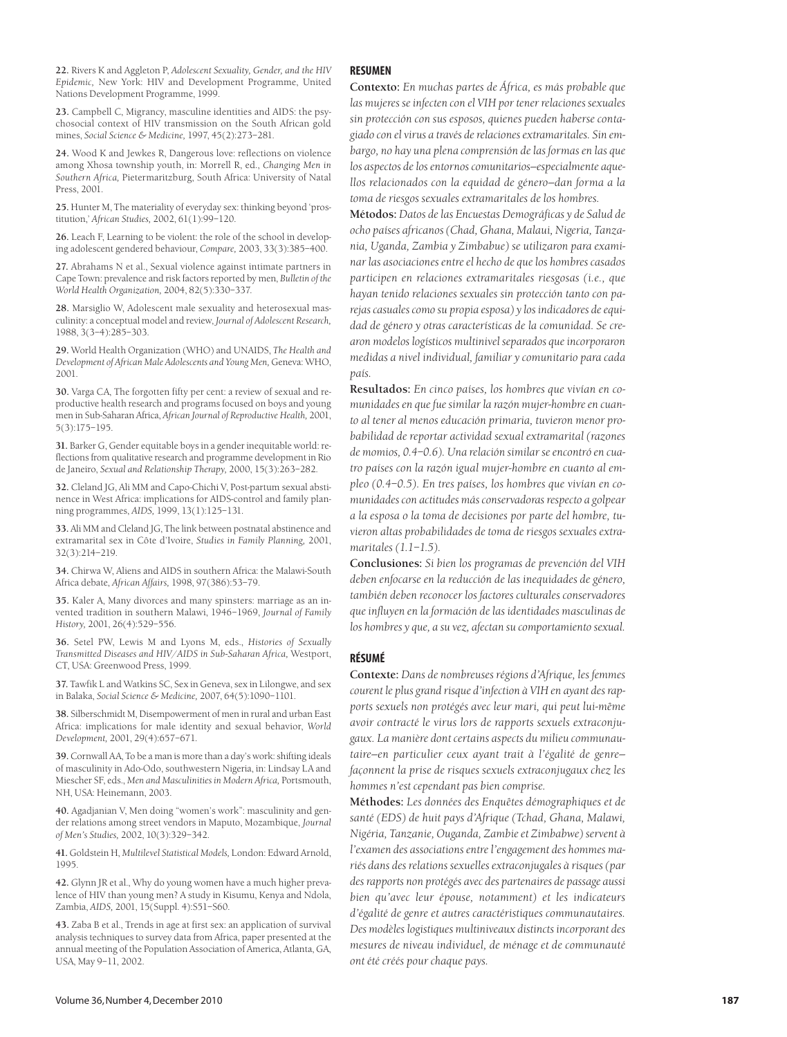22. Rivers K and Aggleton P, *Adolescent Sexuality, Gender, and the HIV Epidemic,* New York: HIV and Development Programme, United Nations Development Programme, 1999.

23. Campbell C, Migrancy, masculine identities and AIDS: the psychosocial context of HIV transmission on the South African gold mines, *Social Science & Medicine,* 1997, 45(2):273–281.

24. Wood K and Jewkes R, Dangerous love: reflections on violence among Xhosa township youth, in: Morrell R, ed., *Changing Men in Southern Africa,* Pietermaritzburg, South Africa: University of Natal Press, 2001.

25. Hunter M, The materiality of everyday sex: thinking beyond 'prostitution,' *African Studies,* 2002, 61(1):99–120.

26. Leach F, Learning to be violent: the role of the school in developing adolescent gendered behaviour, *Compare,* 2003, 33(3):385–400.

27. Abrahams N et al., Sexual violence against intimate partners in Cape Town: prevalence and risk factors reported by men, *Bulletin of the World Health Organization,* 2004, 82(5):330–337.

28. Marsiglio W, Adolescent male sexuality and heterosexual masculinity: a conceptual model and review, *Journal of Adolescent Research,* 1988, 3(3–4):285–303.

29. World Health Organization (WHO) and UNAIDS, *The Health and Development of African Male Adolescents and Young Men,* Geneva: WHO, 2001.

30. Varga CA, The forgotten fifty per cent: a review of sexual and reproductive health research and programs focused on boys and young men in Sub-Saharan Africa, *African Journal of Reproductive Health,* 2001, 5(3):175–195.

31. Barker G, Gender equitable boys in a gender inequitable world: reflections from qualitative research and programme development in Rio de Janeiro, *Sexual and Relationship Therapy,* 2000, 15(3):263–282.

32. Cleland JG, Ali MM and Capo-Chichi V, Post-partum sexual abstinence in West Africa: implications for AIDS-control and family planning programmes, *AIDS,* 1999, 13(1):125–131.

33. Ali MM and Cleland JG, The link between postnatal abstinence and extramarital sex in Côte d'Ivoire, *Studies in Family Planning,* 2001, 32(3):214–219.

34. Chirwa W, Aliens and AIDS in southern Africa: the Malawi-South Africa debate, *African Affairs,* 1998, 97(386):53–79.

35. Kaler A, Many divorces and many spinsters: marriage as an invented tradition in southern Malawi, 1946–1969, *Journal of Family History,* 2001, 26(4):529–556.

36. Setel PW, Lewis M and Lyons M, eds., *Histories of Sexually Transmitted Diseases and HIV/AIDS in Sub-Saharan Africa,* Westport, CT, USA: Greenwood Press, 1999.

37. Tawfik L and Watkins SC, Sex in Geneva, sex in Lilongwe, and sex in Balaka, *Social Science & Medicine,* 2007, 64(5):1090–1101.

38. Silberschmidt M, Disempowerment of men in rural and urban East Africa: implications for male identity and sexual behavior, *World Development,* 2001, 29(4):657–671.

39. Cornwall AA, To be a man is more than a day's work: shifting ideals of masculinity in Ado-Odo, southwestern Nigeria, in: Lindsay LA and Miescher SF, eds., *Men and Masculinities in Modern Africa,* Portsmouth, NH, USA: Heinemann, 2003.

40. Agadjanian V, Men doing "women's work": masculinity and gender relations among street vendors in Maputo, Mozambique, *Journal of Men's Studies,* 2002, 10(3):329–342.

41. Goldstein H, *Multilevel Statistical Models,* London: Edward Arnold, 1995.

42. Glynn JR et al., Why do young women have a much higher prevalence of HIV than young men? A study in Kisumu, Kenya and Ndola, Zambia, *AIDS,* 2001, 15(Suppl. 4):S51–S60.

43. Zaba B et al., Trends in age at first sex: an application of survival analysis techniques to survey data from Africa, paper presented at the annual meeting of the Population Association of America, Atlanta, GA, USA, May 9–11, 2002.

## RESUMEN

**Contexto:** *En muchas partes de África, es más probable que las mujeres se infecten con el VIH por tener relaciones sexuales sin protección con sus esposos, quienes pueden haberse contagiado con el virus a través de relaciones extramaritales. Sin embargo, no hay una plena comprensión de las formas en las que los aspectos de los entornos comunitarios—especialmente aquellos relacionados con la equidad de género—dan forma a la toma de riesgos sexuales extramaritales de los hombres.*

**Métodos:** *Datos de las Encuestas Demográficas y de Salud de ocho países africanos (Chad, Ghana, Malaui, Nigeria, Tanzania, Uganda, Zambia y Zimbabue) se utilizaron para examinar las asociaciones entre el hecho de que los hombres casados participen en relaciones extramaritales riesgosas (i.e., que hayan tenido relaciones sexuales sin protección tanto con parejas casuales como su propia esposa) y los indicadores de equidad de género y otras características de la comunidad. Se crearon modelos logísticos multinivel separados que incorporaron medidas a nivel individual, familiar y comunitario para cada país.*

**Resultados:** *En cinco países, los hombres que vivían en comunidades en que fue similar la razón mujer-hombre en cuanto al tener al menos educación primaria, tuvieron menor probabilidad de reportar actividad sexual extramarital (razones de momios, 0.4–0.6). Una relación similar se encontró en cuatro países con la razón igual mujer-hombre en cuanto al empleo (0.4–0.5). En tres países, los hombres que vivían en comunidades con actitudes más conservadoras respecto a golpear a la esposa o la toma de decisiones por parte del hombre, tuvieron altas probabilidades de toma de riesgos sexuales extramaritales (1.1–1.5).*

**Conclusiones:** *Si bien los programas de prevención del VIH deben enfocarse en la reducción de las inequidades de género, también deben reconocer los factores culturales conservadores que influyen en la formación de las identidades masculinas de los hombres y que, a su vez, afectan su comportamiento sexual.*

## RÉSUMÉ

**Contexte:** *Dans de nombreuses régions d'Afrique, les femmes courent le plus grand risque d'infection à VIH en ayant des rapports sexuels non protégés avec leur mari, qui peut lui-même avoir contracté le virus lors de rapports sexuels extraconjugaux. La manière dont certains aspects du milieu communautaire—en particulier ceux ayant trait à l'égalité de genre—façonnent la prise de risques sexuels extraconjugaux chez les hommes n'est cependant pas bien comprise.*

**Méthodes:** *Les données des Enquêtes démographiques et de santé (EDS) de huit pays d'Afrique (Tchad, Ghana, Malawi, Nigéria, Tanzanie, Ouganda, Zambie et Zimbabwe) servent à l'examen des associations entre l'engagement des hommes mariés dans des relations sexuelles extraconjugales à risques (par des rapports non protégés avec des partenaires de passage aussi bien qu'avec leur épouse, notamment) et les indicateurs d'égalité de genre et autres caractéristiques communautaires. Des modèles logistiques multiniveaux distincts incorporant des mesures de niveau individuel, de ménage et de communauté ont été créés pour chaque pays.*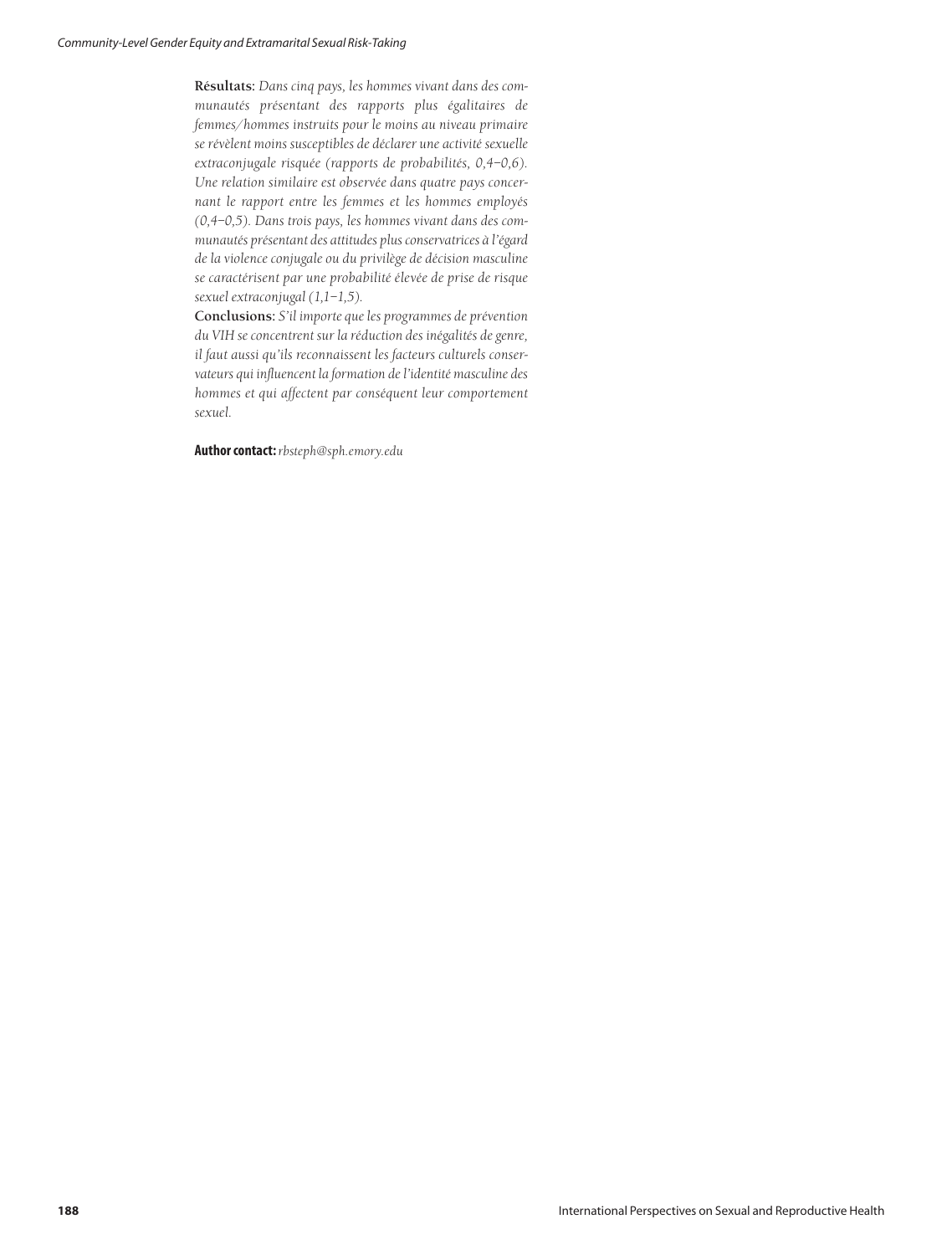**Résultats:** *Dans cinq pays, les hommes vivant dans des communautés présentant des rapports plus égalitaires de femmes/hommes instruits pour le moins au niveau primaire se révèlent moins susceptibles de déclarer une activité sexuelle extraconjugale risquée (rapports de probabilités, 0,4–0,6). Une relation similaire est observée dans quatre pays concernant le rapport entre les femmes et les hommes employés (0,4–0,5). Dans trois pays, les hommes vivant dans des communautés présentant des attitudes plus conservatrices à l'égard de la violence conjugale ou du privilège de décision masculine se caractérisent par une probabilité élevée de prise de risque sexuel extraconjugal (1,1–1,5).*

**Conclusions:** *S'il importe que les programmes de prévention du VIH se concentrent sur la réduction des inégalités de genre, il faut aussi qu'ils reconnaissent les facteurs culturels conservateurs qui influencent la formation de l'identité masculine des hommes et qui affectent par conséquent leur comportement sexuel.*

**Author contact:** *rbsteph@sph.emory.edu*